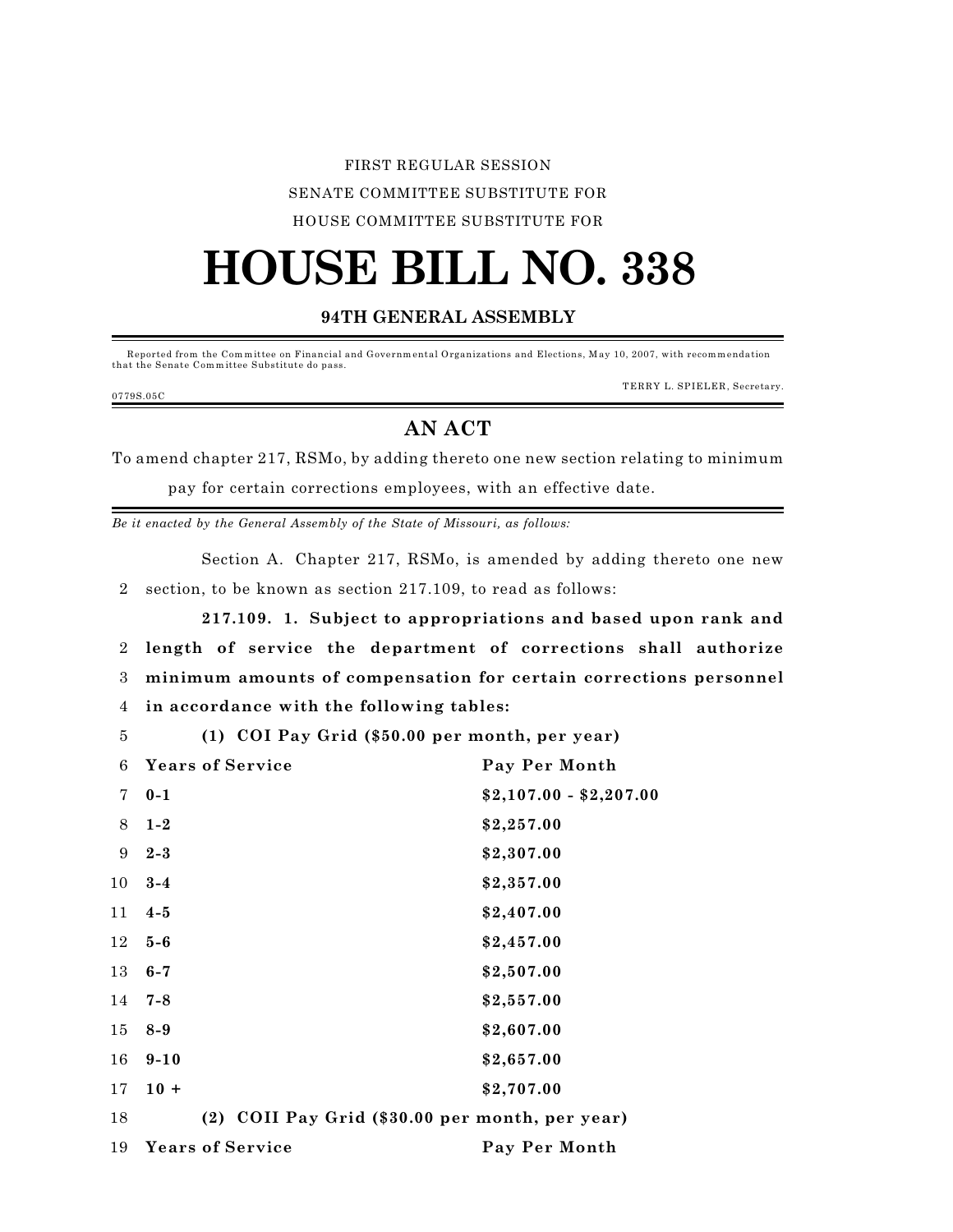FIRST REGULAR SESSION

SENATE COMMITTEE SUBSTITUTE FOR

HOUSE COMMITTEE SUBSTITUTE FOR

# HOUSE BILL NO. 338

## 94TH GENERAL ASSEMBLY

Reported from the Committee on Financial and Governmental Organizations and Elections, May 10, 2007, with recommendation that the Senate Committee Substitute do pass.

TERRY L. SPIELER, Secretary.

0779S.05C

## AN ACT

To amend chapter 217, RSMo, by adding thereto one new section relating to minimum pay for certain corrections employees, with an effective date.

*Be it enacted by the General Assembly of the State of Missouri, as follows:*

Section A. Chapter 217, RSMo, is amended by adding thereto one new section, to be known as section 217.109, to read as follows:

**217.109. 1. Subject to appropriations and based upon rank and length of service the department of corrections shall authorize minimum amounts of compensation for certain corrections personnel in accordance with the following tables:**

**(1) COI Pay Grid ($50.00 per month, per year)**

| **Years of Service** | **Pay Per Month** |
|---|---|
| **0-1** | **$2,107.00 - $2,207.00** |
| **1-2** | **$2,257.00** |
| **2-3** | **$2,307.00** |
| **3-4** | **$2,357.00** |
| **4-5** | **$2,407.00** |
| **5-6** | **$2,457.00** |
| **6-7** | **$2,507.00** |
| **7-8** | **$2,557.00** |
| **8-9** | **$2,607.00** |
| **9-10** | **$2,657.00** |
| **10 +** | **$2,707.00** |

**(2) COII Pay Grid ($30.00 per month, per year)**

| **Years of Service** | **Pay Per Month** |
|---|---|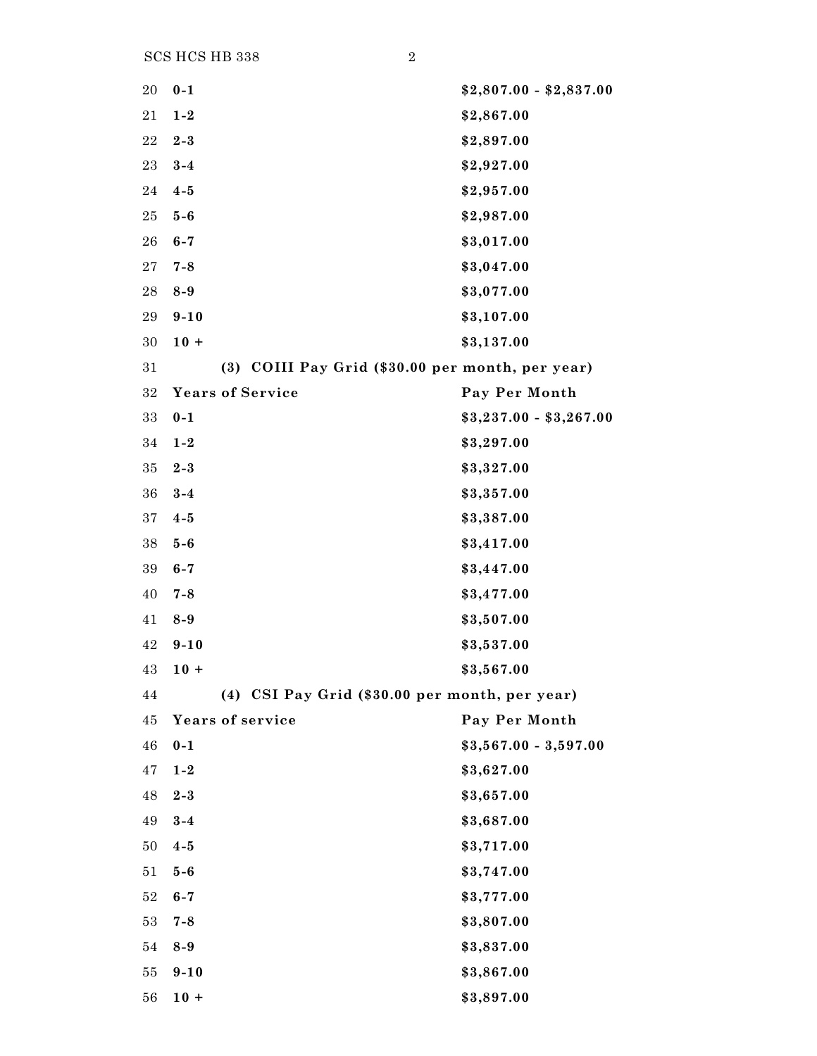| | |
|---|---|
| **0-1** | **$2,807.00 - $2,837.00** |
| **1-2** | **$2,867.00** |
| **2-3** | **$2,897.00** |
| **3-4** | **$2,927.00** |
| **4-5** | **$2,957.00** |
| **5-6** | **$2,987.00** |
| **6-7** | **$3,017.00** |
| **7-8** | **$3,047.00** |
| **8-9** | **$3,077.00** |
| **9-10** | **$3,107.00** |
| **10 +** | **$3,137.00** |

**(3) COIII Pay Grid ($30.00 per month, per year)**

| **Years of Service** | **Pay Per Month** |
|---|---|
| **0-1** | **$3,237.00 - $3,267.00** |
| **1-2** | **$3,297.00** |
| **2-3** | **$3,327.00** |
| **3-4** | **$3,357.00** |
| **4-5** | **$3,387.00** |
| **5-6** | **$3,417.00** |
| **6-7** | **$3,447.00** |
| **7-8** | **$3,477.00** |
| **8-9** | **$3,507.00** |
| **9-10** | **$3,537.00** |
| **10 +** | **$3,567.00** |

**(4) CSI Pay Grid ($30.00 per month, per year)**

| **Years of service** | **Pay Per Month** |
|---|---|
| **0-1** | **$3,567.00 - 3,597.00** |
| **1-2** | **$3,627.00** |
| **2-3** | **$3,657.00** |
| **3-4** | **$3,687.00** |
| **4-5** | **$3,717.00** |
| **5-6** | **$3,747.00** |
| **6-7** | **$3,777.00** |
| **7-8** | **$3,807.00** |
| **8-9** | **$3,837.00** |
| **9-10** | **$3,867.00** |
| **10 +** | **$3,897.00** |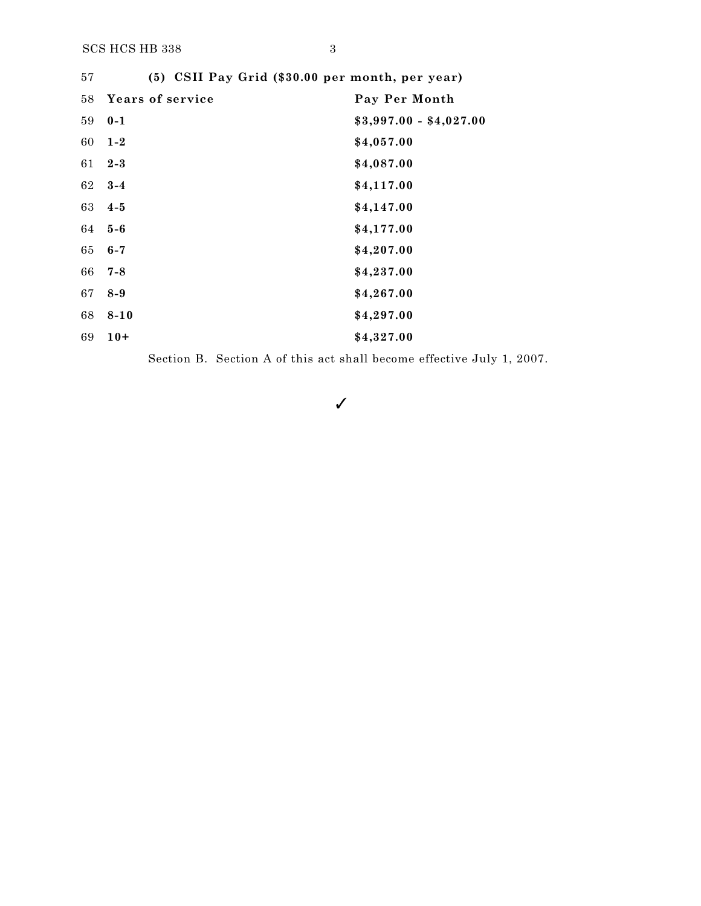**(5) CSII Pay Grid ($30.00 per month, per year)**

| **Years of service** | **Pay Per Month** |
|---|---|
| **0-1** | **$3,997.00 - $4,027.00** |
| **1-2** | **$4,057.00** |
| **2-3** | **$4,087.00** |
| **3-4** | **$4,117.00** |
| **4-5** | **$4,147.00** |
| **5-6** | **$4,177.00** |
| **6-7** | **$4,207.00** |
| **7-8** | **$4,237.00** |
| **8-9** | **$4,267.00** |
| **8-10** | **$4,297.00** |
| **10+** | **$4,327.00** |

Section B. Section A of this act shall become effective July 1, 2007.

✓